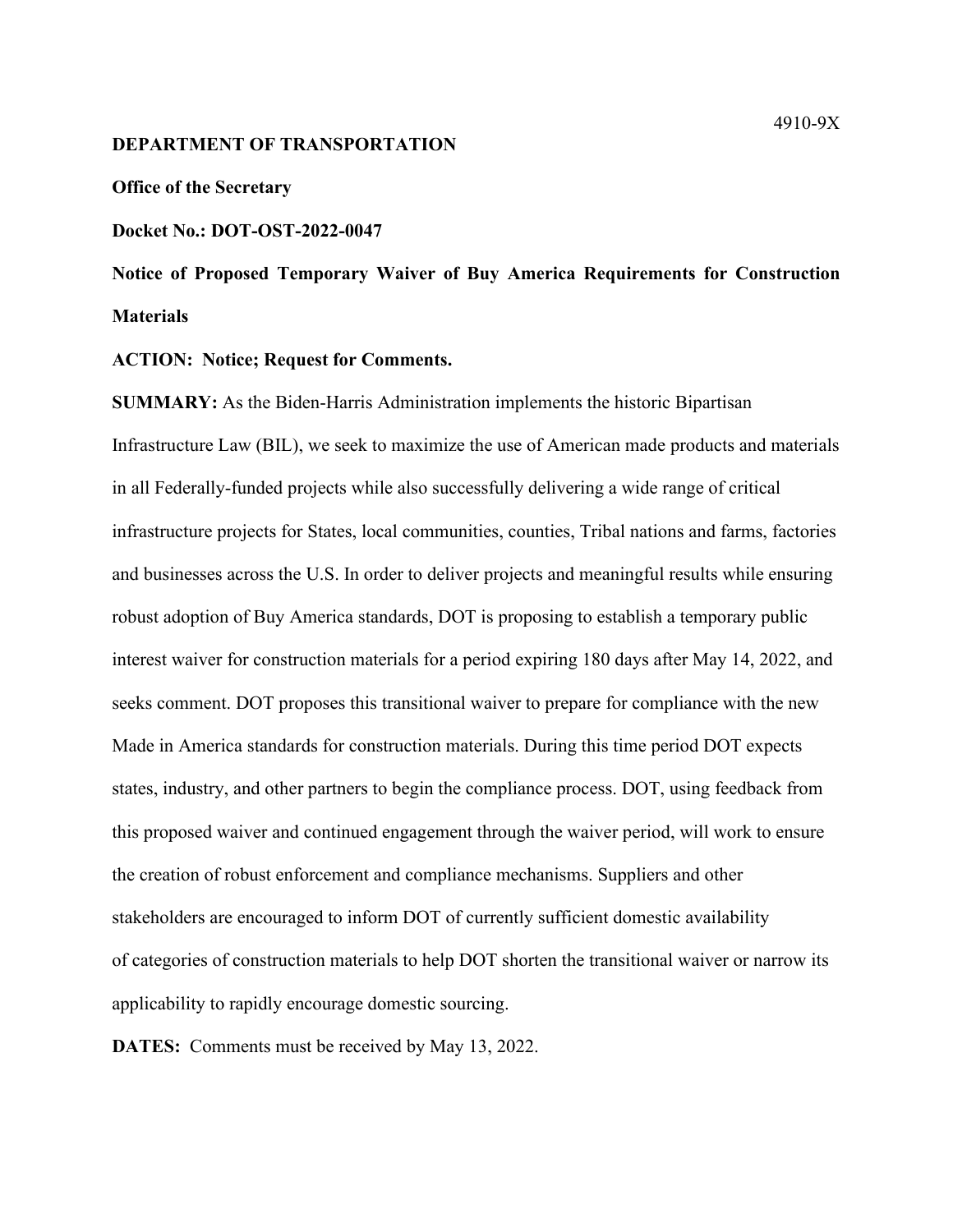4910-9X

**DEPARTMENT OF TRANSPORTATION**

**Office of the Secretary**

**Docket No.: DOT-OST-2022-0047**

# Notice of Proposed Temporary Waiver of Buy America Requirements for Construction Materials

**ACTION: Notice; Request for Comments.**

**SUMMARY:** As the Biden-Harris Administration implements the historic Bipartisan Infrastructure Law (BIL), we seek to maximize the use of American made products and materials in all Federally-funded projects while also successfully delivering a wide range of critical infrastructure projects for States, local communities, counties, Tribal nations and farms, factories and businesses across the U.S. In order to deliver projects and meaningful results while ensuring robust adoption of Buy America standards, DOT is proposing to establish a temporary public interest waiver for construction materials for a period expiring 180 days after May 14, 2022, and seeks comment. DOT proposes this transitional waiver to prepare for compliance with the new Made in America standards for construction materials. During this time period DOT expects states, industry, and other partners to begin the compliance process. DOT, using feedback from this proposed waiver and continued engagement through the waiver period, will work to ensure the creation of robust enforcement and compliance mechanisms. Suppliers and other stakeholders are encouraged to inform DOT of currently sufficient domestic availability of categories of construction materials to help DOT shorten the transitional waiver or narrow its applicability to rapidly encourage domestic sourcing.

**DATES:** Comments must be received by May 13, 2022.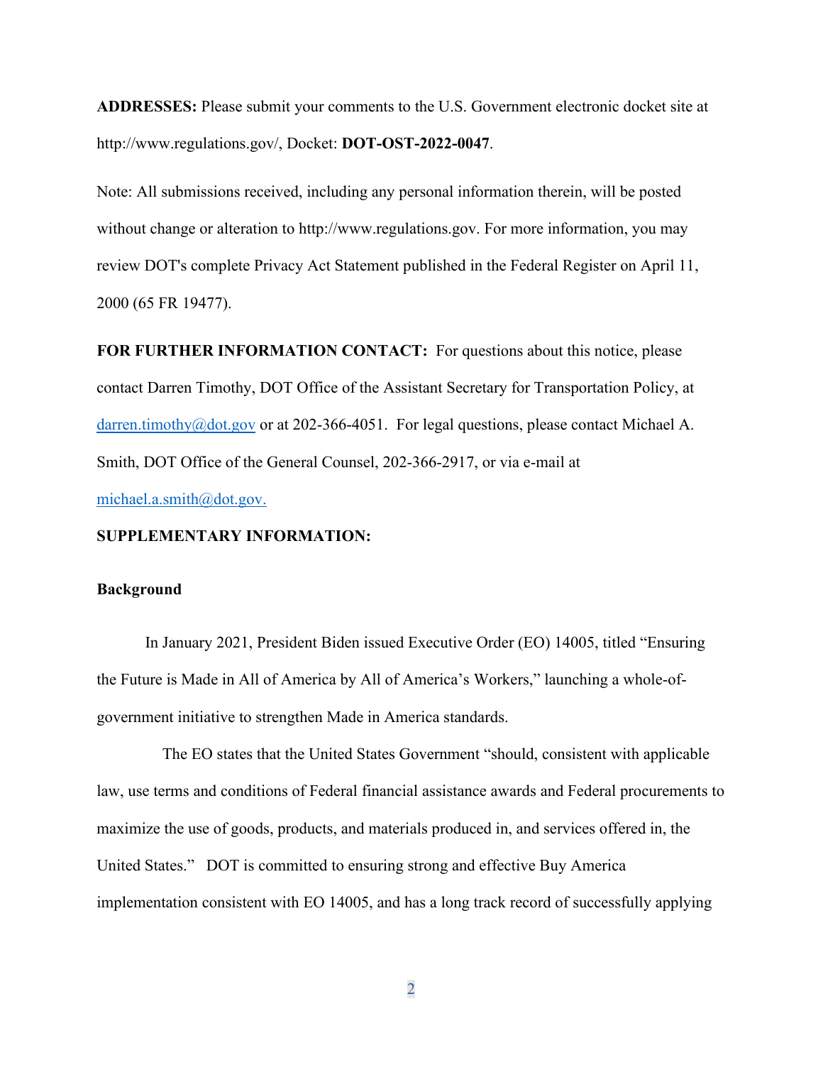**ADDRESSES:** Please submit your comments to the U.S. Government electronic docket site at http://www.regulations.gov/, Docket: **DOT-OST-2022-0047**.

Note: All submissions received, including any personal information therein, will be posted without change or alteration to http://www.regulations.gov. For more information, you may review DOT's complete Privacy Act Statement published in the Federal Register on April 11, 2000 (65 FR 19477).

**FOR FURTHER INFORMATION CONTACT:** For questions about this notice, please contact Darren Timothy, DOT Office of the Assistant Secretary for Transportation Policy, at darren.timothy@dot.gov or at 202-366-4051. For legal questions, please contact Michael A. Smith, DOT Office of the General Counsel, 202-366-2917, or via e-mail at michael.a.smith@dot.gov.

**SUPPLEMENTARY INFORMATION:**

**Background**

In January 2021, President Biden issued Executive Order (EO) 14005, titled "Ensuring the Future is Made in All of America by All of America's Workers," launching a whole-of-government initiative to strengthen Made in America standards.

The EO states that the United States Government "should, consistent with applicable law, use terms and conditions of Federal financial assistance awards and Federal procurements to maximize the use of goods, products, and materials produced in, and services offered in, the United States." DOT is committed to ensuring strong and effective Buy America implementation consistent with EO 14005, and has a long track record of successfully applying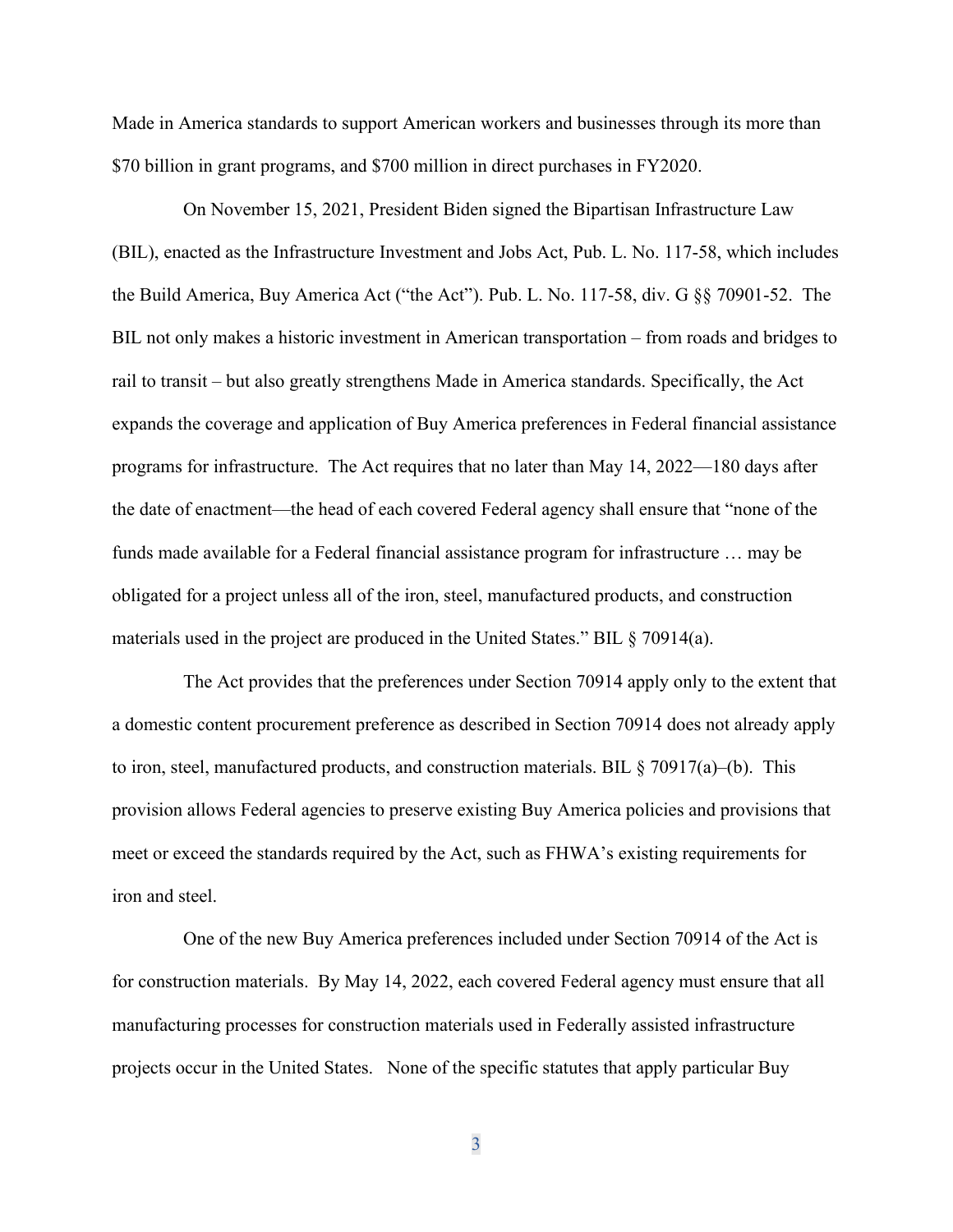Made in America standards to support American workers and businesses through its more than $70 billion in grant programs, and $700 million in direct purchases in FY2020.

On November 15, 2021, President Biden signed the Bipartisan Infrastructure Law (BIL), enacted as the Infrastructure Investment and Jobs Act, Pub. L. No. 117-58, which includes the Build America, Buy America Act ("the Act"). Pub. L. No. 117-58, div. G §§ 70901-52. The BIL not only makes a historic investment in American transportation – from roads and bridges to rail to transit – but also greatly strengthens Made in America standards. Specifically, the Act expands the coverage and application of Buy America preferences in Federal financial assistance programs for infrastructure. The Act requires that no later than May 14, 2022—180 days after the date of enactment—the head of each covered Federal agency shall ensure that "none of the funds made available for a Federal financial assistance program for infrastructure … may be obligated for a project unless all of the iron, steel, manufactured products, and construction materials used in the project are produced in the United States." BIL § 70914(a).

The Act provides that the preferences under Section 70914 apply only to the extent that a domestic content procurement preference as described in Section 70914 does not already apply to iron, steel, manufactured products, and construction materials. BIL § 70917(a)–(b). This provision allows Federal agencies to preserve existing Buy America policies and provisions that meet or exceed the standards required by the Act, such as FHWA's existing requirements for iron and steel.

One of the new Buy America preferences included under Section 70914 of the Act is for construction materials. By May 14, 2022, each covered Federal agency must ensure that all manufacturing processes for construction materials used in Federally assisted infrastructure projects occur in the United States. None of the specific statutes that apply particular Buy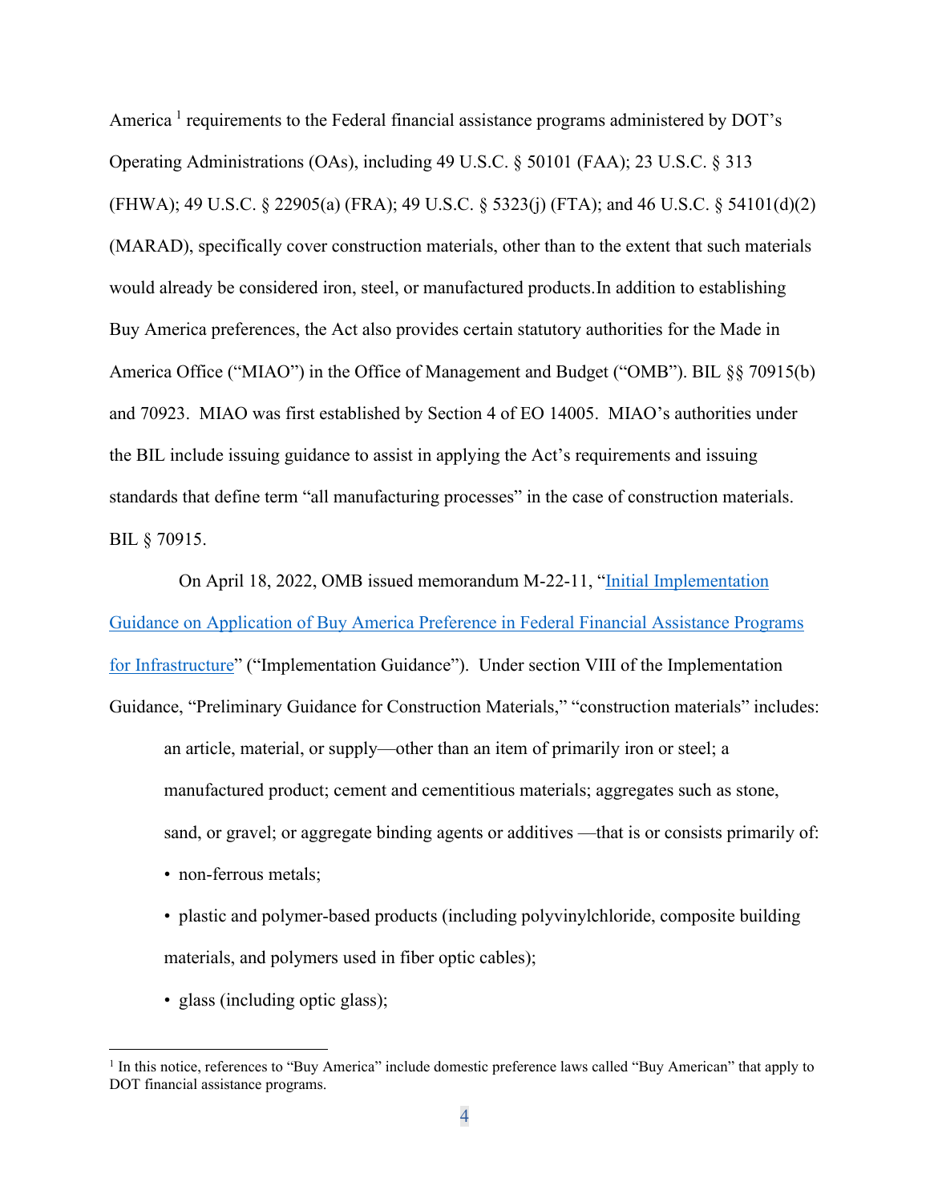America [1] requirements to the Federal financial assistance programs administered by DOT's Operating Administrations (OAs), including 49 U.S.C. § 50101 (FAA); 23 U.S.C. § 313 (FHWA); 49 U.S.C. § 22905(a) (FRA); 49 U.S.C. § 5323(j) (FTA); and 46 U.S.C. § 54101(d)(2) (MARAD), specifically cover construction materials, other than to the extent that such materials would already be considered iron, steel, or manufactured products.In addition to establishing Buy America preferences, the Act also provides certain statutory authorities for the Made in America Office ("MIAO") in the Office of Management and Budget ("OMB"). BIL §§ 70915(b) and 70923. MIAO was first established by Section 4 of EO 14005. MIAO's authorities under the BIL include issuing guidance to assist in applying the Act's requirements and issuing standards that define term "all manufacturing processes" in the case of construction materials. BIL § 70915.

On April 18, 2022, OMB issued memorandum M-22-11, "Initial Implementation Guidance on Application of Buy America Preference in Federal Financial Assistance Programs for Infrastructure" ("Implementation Guidance"). Under section VIII of the Implementation Guidance, "Preliminary Guidance for Construction Materials," "construction materials" includes:

> an article, material, or supply—other than an item of primarily iron or steel; a manufactured product; cement and cementitious materials; aggregates such as stone, sand, or gravel; or aggregate binding agents or additives —that is or consists primarily of:
>
> - non-ferrous metals;
> - plastic and polymer-based products (including polyvinylchloride, composite building materials, and polymers used in fiber optic cables);
> - glass (including optic glass);

[1] In this notice, references to "Buy America" include domestic preference laws called "Buy American" that apply to DOT financial assistance programs.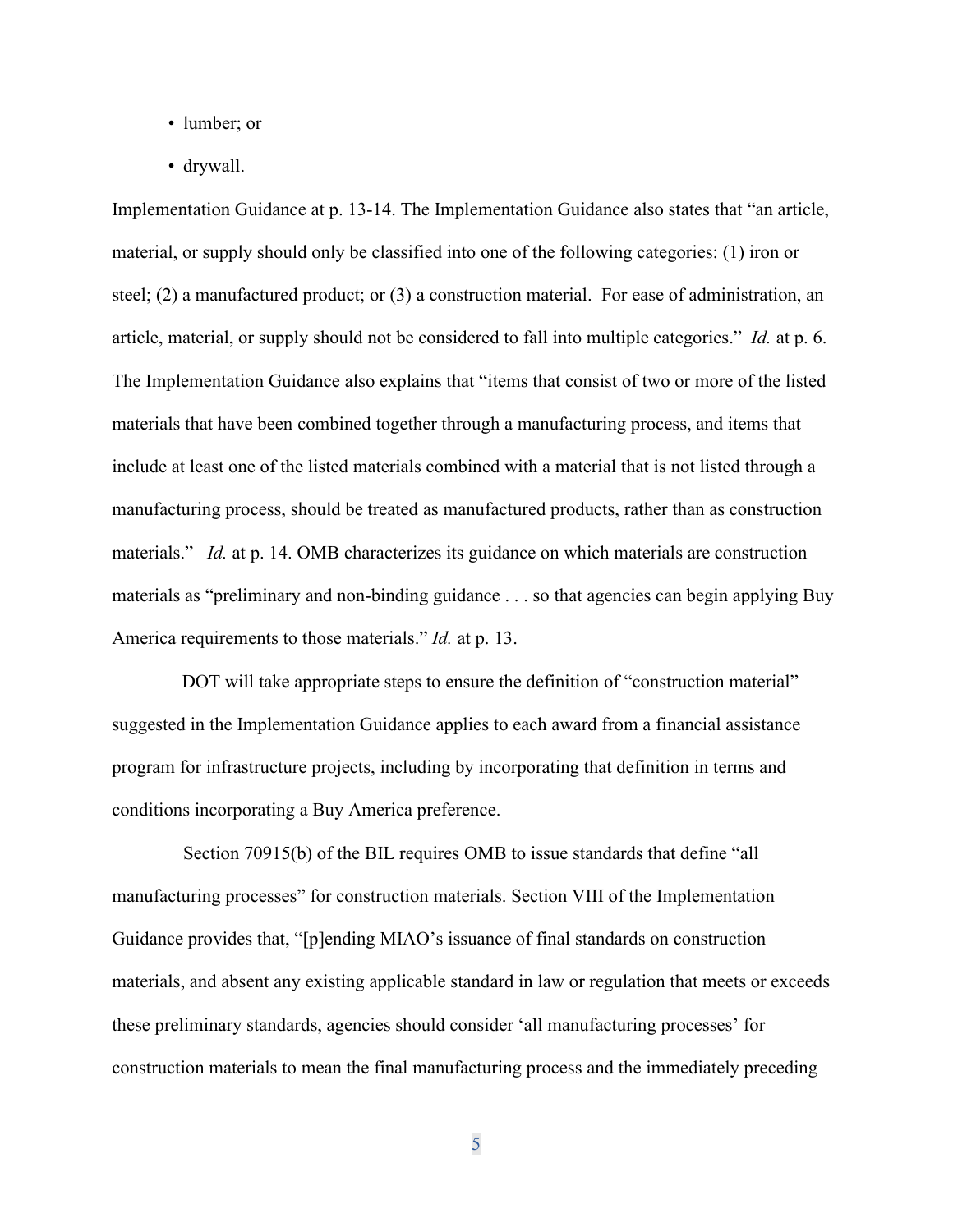- lumber; or
- drywall.

Implementation Guidance at p. 13-14. The Implementation Guidance also states that "an article, material, or supply should only be classified into one of the following categories: (1) iron or steel; (2) a manufactured product; or (3) a construction material. For ease of administration, an article, material, or supply should not be considered to fall into multiple categories." *Id.* at p. 6. The Implementation Guidance also explains that "items that consist of two or more of the listed materials that have been combined together through a manufacturing process, and items that include at least one of the listed materials combined with a material that is not listed through a manufacturing process, should be treated as manufactured products, rather than as construction materials." *Id.* at p. 14. OMB characterizes its guidance on which materials are construction materials as "preliminary and non-binding guidance . . . so that agencies can begin applying Buy America requirements to those materials." *Id.* at p. 13.

DOT will take appropriate steps to ensure the definition of "construction material" suggested in the Implementation Guidance applies to each award from a financial assistance program for infrastructure projects, including by incorporating that definition in terms and conditions incorporating a Buy America preference.

Section 70915(b) of the BIL requires OMB to issue standards that define "all manufacturing processes" for construction materials. Section VIII of the Implementation Guidance provides that, "[p]ending MIAO's issuance of final standards on construction materials, and absent any existing applicable standard in law or regulation that meets or exceeds these preliminary standards, agencies should consider 'all manufacturing processes' for construction materials to mean the final manufacturing process and the immediately preceding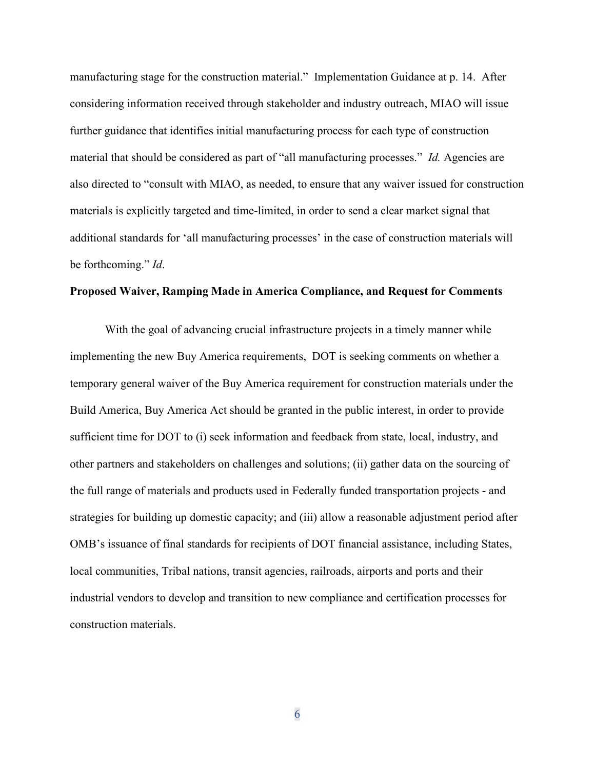manufacturing stage for the construction material." Implementation Guidance at p. 14. After considering information received through stakeholder and industry outreach, MIAO will issue further guidance that identifies initial manufacturing process for each type of construction material that should be considered as part of "all manufacturing processes." *Id.* Agencies are also directed to "consult with MIAO, as needed, to ensure that any waiver issued for construction materials is explicitly targeted and time-limited, in order to send a clear market signal that additional standards for 'all manufacturing processes' in the case of construction materials will be forthcoming." *Id*.

**Proposed Waiver, Ramping Made in America Compliance, and Request for Comments**

With the goal of advancing crucial infrastructure projects in a timely manner while implementing the new Buy America requirements, DOT is seeking comments on whether a temporary general waiver of the Buy America requirement for construction materials under the Build America, Buy America Act should be granted in the public interest, in order to provide sufficient time for DOT to (i) seek information and feedback from state, local, industry, and other partners and stakeholders on challenges and solutions; (ii) gather data on the sourcing of the full range of materials and products used in Federally funded transportation projects - and strategies for building up domestic capacity; and (iii) allow a reasonable adjustment period after OMB's issuance of final standards for recipients of DOT financial assistance, including States, local communities, Tribal nations, transit agencies, railroads, airports and ports and their industrial vendors to develop and transition to new compliance and certification processes for construction materials.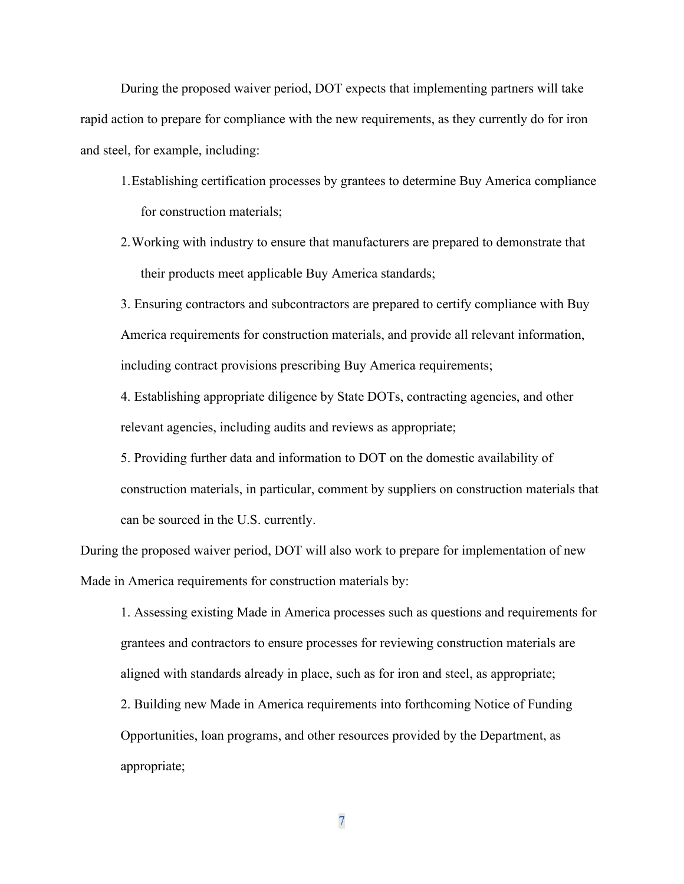During the proposed waiver period, DOT expects that implementing partners will take rapid action to prepare for compliance with the new requirements, as they currently do for iron and steel, for example, including:

1. Establishing certification processes by grantees to determine Buy America compliance for construction materials;
2. Working with industry to ensure that manufacturers are prepared to demonstrate that their products meet applicable Buy America standards;
3. Ensuring contractors and subcontractors are prepared to certify compliance with Buy America requirements for construction materials, and provide all relevant information, including contract provisions prescribing Buy America requirements;
4. Establishing appropriate diligence by State DOTs, contracting agencies, and other relevant agencies, including audits and reviews as appropriate;
5. Providing further data and information to DOT on the domestic availability of construction materials, in particular, comment by suppliers on construction materials that can be sourced in the U.S. currently.

During the proposed waiver period, DOT will also work to prepare for implementation of new Made in America requirements for construction materials by:

1. Assessing existing Made in America processes such as questions and requirements for grantees and contractors to ensure processes for reviewing construction materials are aligned with standards already in place, such as for iron and steel, as appropriate;
2. Building new Made in America requirements into forthcoming Notice of Funding Opportunities, loan programs, and other resources provided by the Department, as appropriate;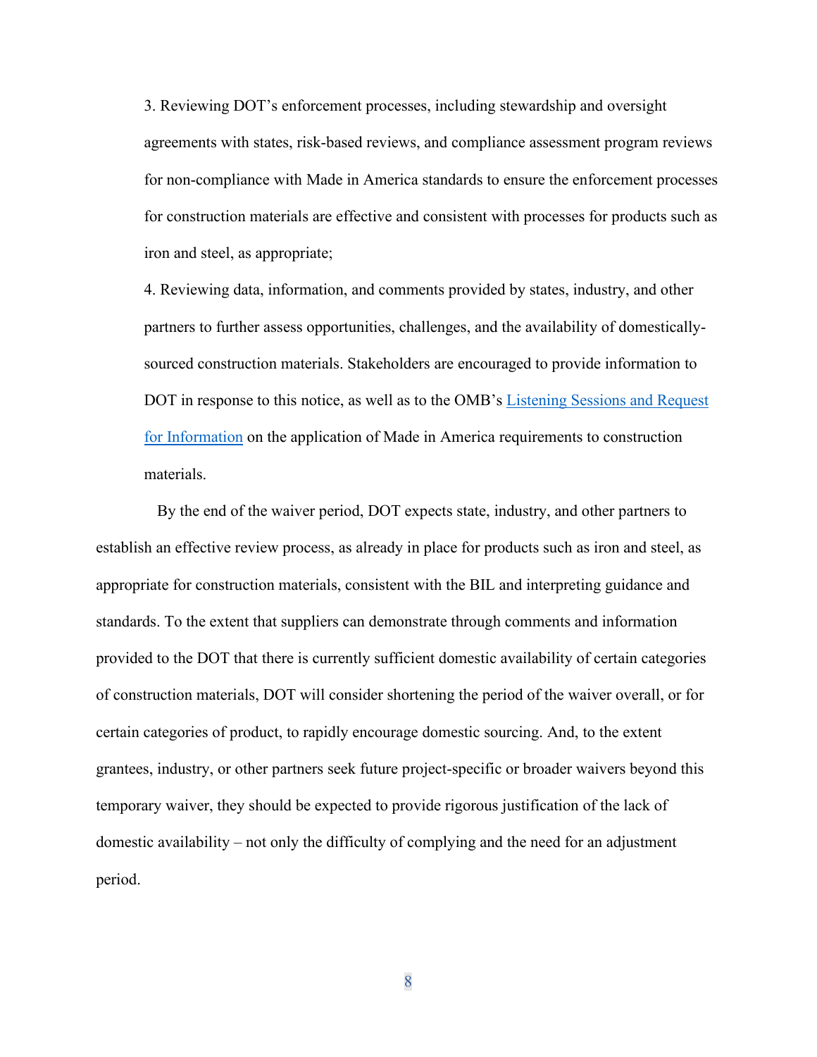3. Reviewing DOT's enforcement processes, including stewardship and oversight agreements with states, risk-based reviews, and compliance assessment program reviews for non-compliance with Made in America standards to ensure the enforcement processes for construction materials are effective and consistent with processes for products such as iron and steel, as appropriate;

4. Reviewing data, information, and comments provided by states, industry, and other partners to further assess opportunities, challenges, and the availability of domestically-sourced construction materials. Stakeholders are encouraged to provide information to DOT in response to this notice, as well as to the OMB's [Listening Sessions and Request for Information]() on the application of Made in America requirements to construction materials.

By the end of the waiver period, DOT expects state, industry, and other partners to establish an effective review process, as already in place for products such as iron and steel, as appropriate for construction materials, consistent with the BIL and interpreting guidance and standards. To the extent that suppliers can demonstrate through comments and information provided to the DOT that there is currently sufficient domestic availability of certain categories of construction materials, DOT will consider shortening the period of the waiver overall, or for certain categories of product, to rapidly encourage domestic sourcing. And, to the extent grantees, industry, or other partners seek future project-specific or broader waivers beyond this temporary waiver, they should be expected to provide rigorous justification of the lack of domestic availability – not only the difficulty of complying and the need for an adjustment period.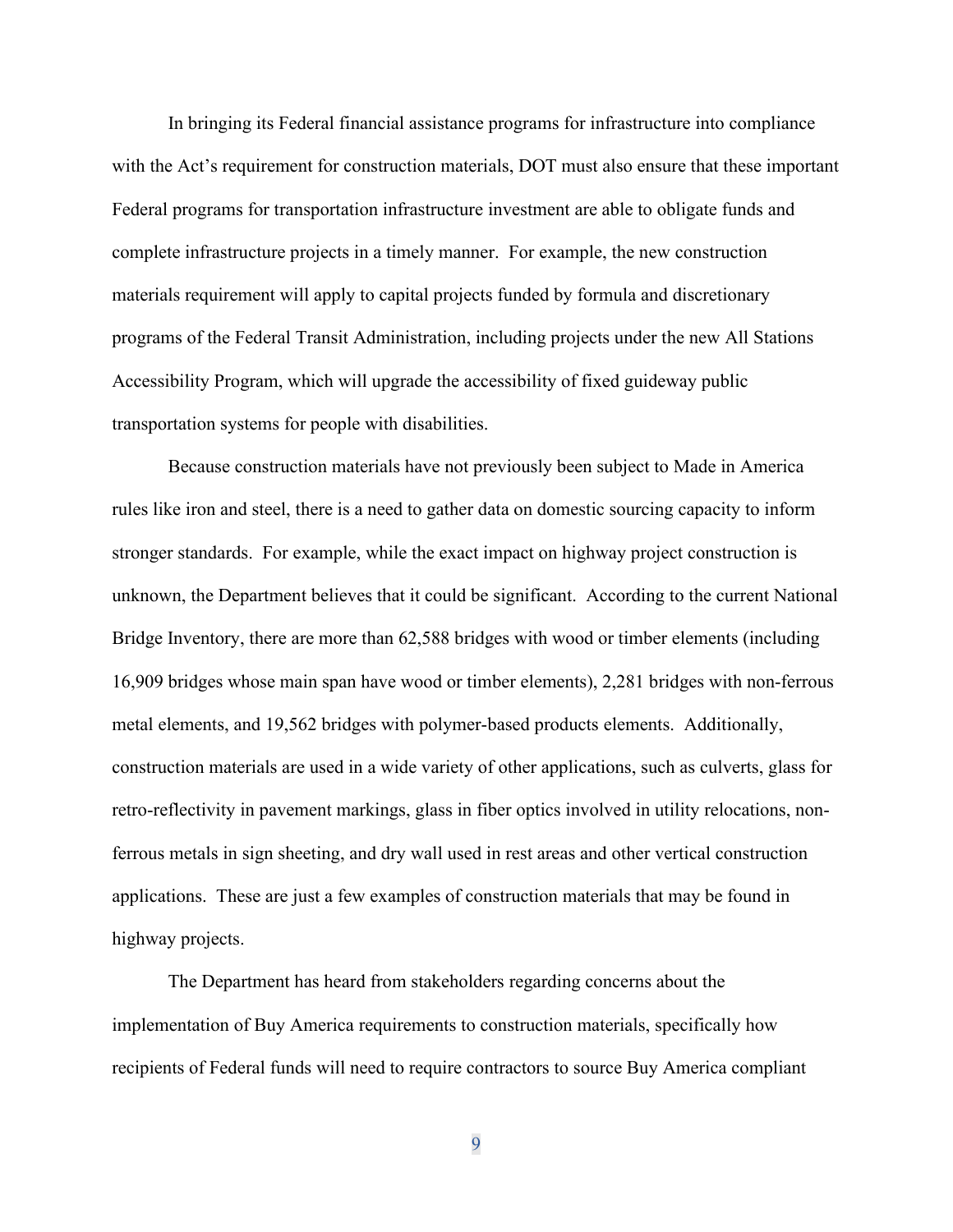In bringing its Federal financial assistance programs for infrastructure into compliance with the Act's requirement for construction materials, DOT must also ensure that these important Federal programs for transportation infrastructure investment are able to obligate funds and complete infrastructure projects in a timely manner. For example, the new construction materials requirement will apply to capital projects funded by formula and discretionary programs of the Federal Transit Administration, including projects under the new All Stations Accessibility Program, which will upgrade the accessibility of fixed guideway public transportation systems for people with disabilities.

Because construction materials have not previously been subject to Made in America rules like iron and steel, there is a need to gather data on domestic sourcing capacity to inform stronger standards. For example, while the exact impact on highway project construction is unknown, the Department believes that it could be significant. According to the current National Bridge Inventory, there are more than 62,588 bridges with wood or timber elements (including 16,909 bridges whose main span have wood or timber elements), 2,281 bridges with non-ferrous metal elements, and 19,562 bridges with polymer-based products elements. Additionally, construction materials are used in a wide variety of other applications, such as culverts, glass for retro-reflectivity in pavement markings, glass in fiber optics involved in utility relocations, non-ferrous metals in sign sheeting, and dry wall used in rest areas and other vertical construction applications. These are just a few examples of construction materials that may be found in highway projects.

The Department has heard from stakeholders regarding concerns about the implementation of Buy America requirements to construction materials, specifically how recipients of Federal funds will need to require contractors to source Buy America compliant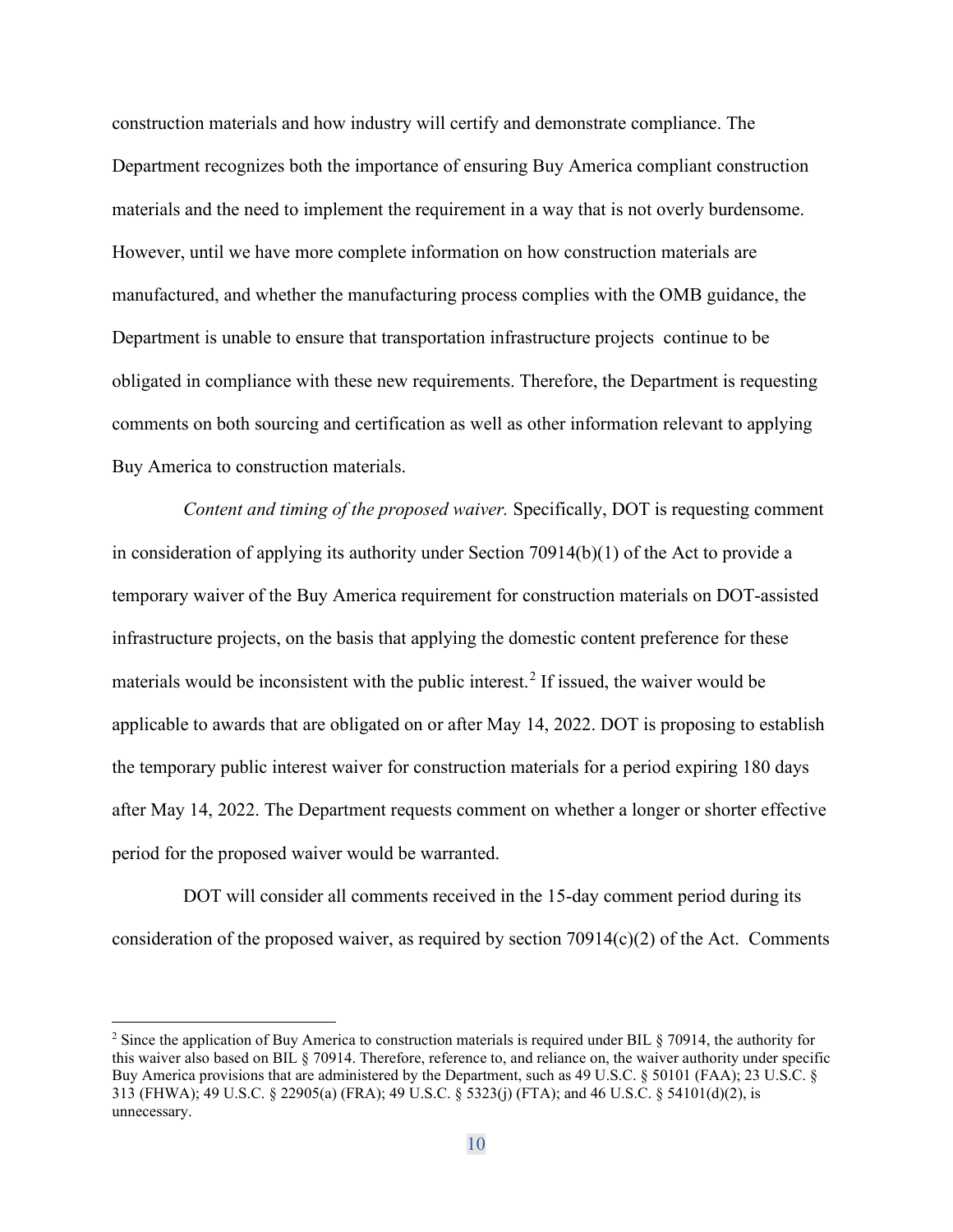construction materials and how industry will certify and demonstrate compliance. The Department recognizes both the importance of ensuring Buy America compliant construction materials and the need to implement the requirement in a way that is not overly burdensome. However, until we have more complete information on how construction materials are manufactured, and whether the manufacturing process complies with the OMB guidance, the Department is unable to ensure that transportation infrastructure projects continue to be obligated in compliance with these new requirements. Therefore, the Department is requesting comments on both sourcing and certification as well as other information relevant to applying Buy America to construction materials.

*Content and timing of the proposed waiver.* Specifically, DOT is requesting comment in consideration of applying its authority under Section 70914(b)(1) of the Act to provide a temporary waiver of the Buy America requirement for construction materials on DOT-assisted infrastructure projects, on the basis that applying the domestic content preference for these materials would be inconsistent with the public interest.[2] If issued, the waiver would be applicable to awards that are obligated on or after May 14, 2022. DOT is proposing to establish the temporary public interest waiver for construction materials for a period expiring 180 days after May 14, 2022. The Department requests comment on whether a longer or shorter effective period for the proposed waiver would be warranted.

DOT will consider all comments received in the 15-day comment period during its consideration of the proposed waiver, as required by section 70914(c)(2) of the Act. Comments

[2] Since the application of Buy America to construction materials is required under BIL § 70914, the authority for this waiver also based on BIL § 70914. Therefore, reference to, and reliance on, the waiver authority under specific Buy America provisions that are administered by the Department, such as 49 U.S.C. § 50101 (FAA); 23 U.S.C. § 313 (FHWA); 49 U.S.C. § 22905(a) (FRA); 49 U.S.C. § 5323(j) (FTA); and 46 U.S.C. § 54101(d)(2), is unnecessary.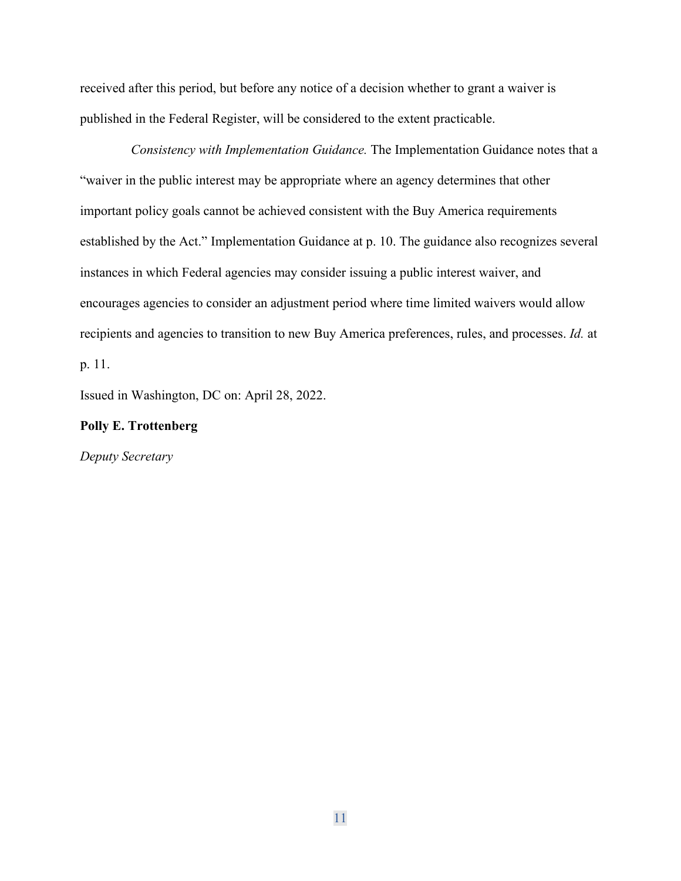received after this period, but before any notice of a decision whether to grant a waiver is published in the Federal Register, will be considered to the extent practicable.

*Consistency with Implementation Guidance.* The Implementation Guidance notes that a "waiver in the public interest may be appropriate where an agency determines that other important policy goals cannot be achieved consistent with the Buy America requirements established by the Act." Implementation Guidance at p. 10. The guidance also recognizes several instances in which Federal agencies may consider issuing a public interest waiver, and encourages agencies to consider an adjustment period where time limited waivers would allow recipients and agencies to transition to new Buy America preferences, rules, and processes. *Id.* at p. 11.

Issued in Washington, DC on: April 28, 2022.

**Polly E. Trottenberg**

*Deputy Secretary*